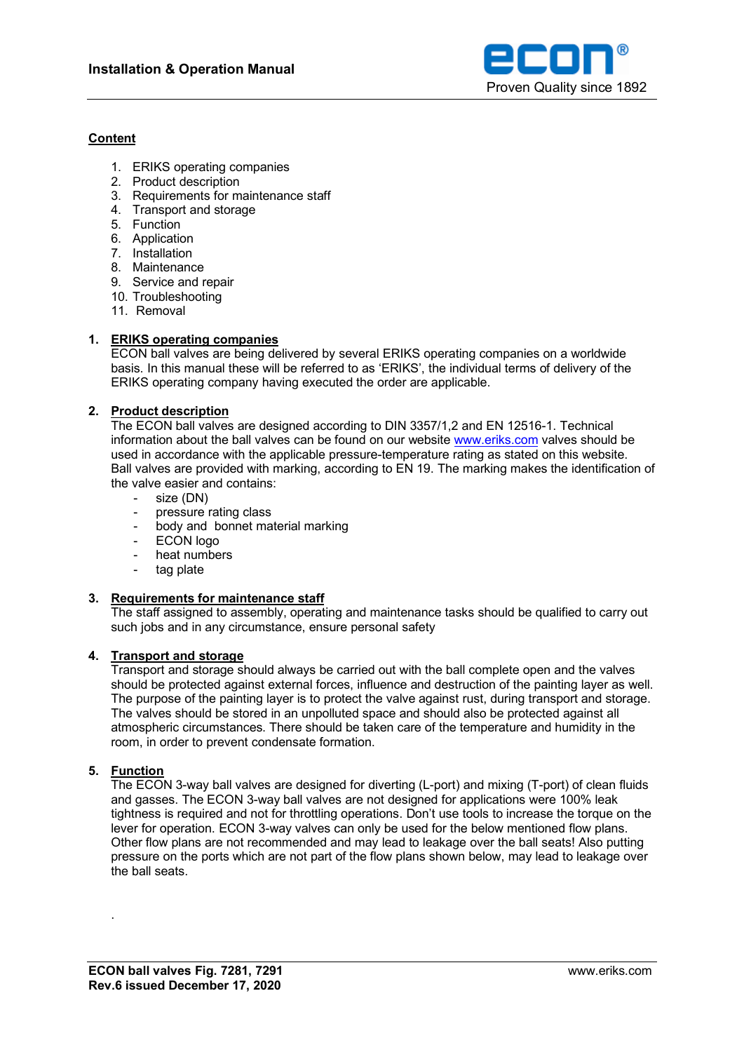## Content

1. ERIKS operating companies
2. Product description
3. Requirements for maintenance staff
4. Transport and storage
5. Function
6. Application
7. Installation
8. Maintenance
9. Service and repair
10. Troubleshooting
11. Removal

## 1. ERIKS operating companies

ECON ball valves are being delivered by several ERIKS operating companies on a worldwide basis. In this manual these will be referred to as 'ERIKS', the individual terms of delivery of the ERIKS operating company having executed the order are applicable.

## 2. Product description

The ECON ball valves are designed according to DIN 3357/1,2 and EN 12516-1. Technical information about the ball valves can be found on our website www.eriks.com valves should be used in accordance with the applicable pressure-temperature rating as stated on this website. Ball valves are provided with marking, according to EN 19. The marking makes the identification of the valve easier and contains:

- size (DN)
- pressure rating class
- body and bonnet material marking
- ECON logo
- heat numbers
- tag plate

## 3. Requirements for maintenance staff

The staff assigned to assembly, operating and maintenance tasks should be qualified to carry out such jobs and in any circumstance, ensure personal safety

## 4. Transport and storage

Transport and storage should always be carried out with the ball complete open and the valves should be protected against external forces, influence and destruction of the painting layer as well. The purpose of the painting layer is to protect the valve against rust, during transport and storage. The valves should be stored in an unpolluted space and should also be protected against all atmospheric circumstances. There should be taken care of the temperature and humidity in the room, in order to prevent condensate formation.

## 5. Function

The ECON 3-way ball valves are designed for diverting (L-port) and mixing (T-port) of clean fluids and gasses. The ECON 3-way ball valves are not designed for applications were 100% leak tightness is required and not for throttling operations. Don't use tools to increase the torque on the lever for operation. ECON 3-way valves can only be used for the below mentioned flow plans. Other flow plans are not recommended and may lead to leakage over the ball seats! Also putting pressure on the ports which are not part of the flow plans shown below, may lead to leakage over the ball seats.

.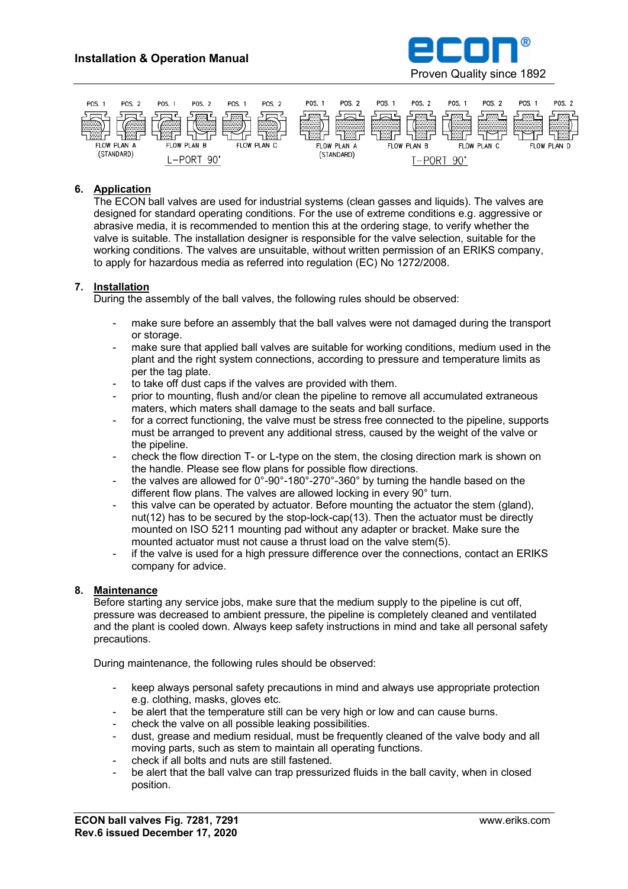POS. 1 POS. 2 POS. 1 POS. 2 POS. 1 POS. 2 POS. 1 POS. 2 POS. 1 POS. 2 POS. 1 POS. 2 POS. 1 POS. 2

FLOW PLAN A (STANDARD) FLOW PLAN B FLOW PLAN C — L-PORT 90°

FLOW PLAN A (STANDARD) FLOW PLAN B FLOW PLAN C FLOW PLAN D — T-PORT 90°

## 6. Application

The ECON ball valves are used for industrial systems (clean gasses and liquids). The valves are designed for standard operating conditions. For the use of extreme conditions e.g. aggressive or abrasive media, it is recommended to mention this at the ordering stage, to verify whether the valve is suitable. The installation designer is responsible for the valve selection, suitable for the working conditions. The valves are unsuitable, without written permission of an ERIKS company, to apply for hazardous media as referred into regulation (EC) No 1272/2008.

## 7. Installation

During the assembly of the ball valves, the following rules should be observed:

- make sure before an assembly that the ball valves were not damaged during the transport or storage.
- make sure that applied ball valves are suitable for working conditions, medium used in the plant and the right system connections, according to pressure and temperature limits as per the tag plate.
- to take off dust caps if the valves are provided with them.
- prior to mounting, flush and/or clean the pipeline to remove all accumulated extraneous maters, which maters shall damage to the seats and ball surface.
- for a correct functioning, the valve must be stress free connected to the pipeline, supports must be arranged to prevent any additional stress, caused by the weight of the valve or the pipeline.
- check the flow direction T- or L-type on the stem, the closing direction mark is shown on the handle. Please see flow plans for possible flow directions.
- the valves are allowed for 0°-90°-180°-270°-360° by turning the handle based on the different flow plans. The valves are allowed locking in every 90° turn.
- this valve can be operated by actuator. Before mounting the actuator the stem (gland), nut(12) has to be secured by the stop-lock-cap(13). Then the actuator must be directly mounted on ISO 5211 mounting pad without any adapter or bracket. Make sure the mounted actuator must not cause a thrust load on the valve stem(5).
- if the valve is used for a high pressure difference over the connections, contact an ERIKS company for advice.

## 8. Maintenance

Before starting any service jobs, make sure that the medium supply to the pipeline is cut off, pressure was decreased to ambient pressure, the pipeline is completely cleaned and ventilated and the plant is cooled down. Always keep safety instructions in mind and take all personal safety precautions.

During maintenance, the following rules should be observed:

- keep always personal safety precautions in mind and always use appropriate protection e.g. clothing, masks, gloves etc.
- be alert that the temperature still can be very high or low and can cause burns.
- check the valve on all possible leaking possibilities.
- dust, grease and medium residual, must be frequently cleaned of the valve body and all moving parts, such as stem to maintain all operating functions.
- check if all bolts and nuts are still fastened.
- be alert that the ball valve can trap pressurized fluids in the ball cavity, when in closed position.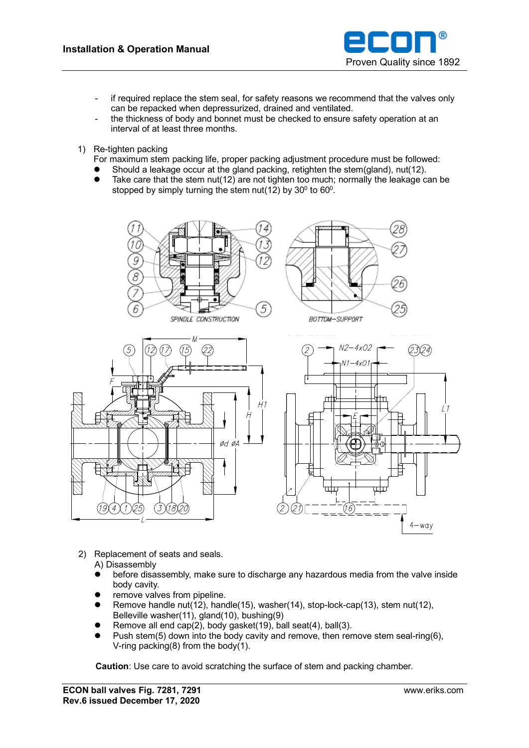- if required replace the stem seal, for safety reasons we recommend that the valves only can be repacked when depressurized, drained and ventilated.
- the thickness of body and bonnet must be checked to ensure safety operation at an interval of at least three months.

1) Re-tighten packing

For maximum stem packing life, proper packing adjustment procedure must be followed:

- Should a leakage occur at the gland packing, retighten the stem(gland), nut(12).
- Take care that the stem nut(12) are not tighten too much; normally the leakage can be stopped by simply turning the stem nut(12) by $30^0$ to $60^0$.

SPINDLE CONSTRUCTION

BOTTOM–SUPPORT

4–way

2) Replacement of seats and seals.

A) Disassembly

- before disassembly, make sure to discharge any hazardous media from the valve inside body cavity.
- remove valves from pipeline.
- Remove handle nut(12), handle(15), washer(14), stop-lock-cap(13), stem nut(12), Belleville washer(11), gland(10), bushing(9)
- Remove all end cap(2), body gasket(19), ball seat(4), ball(3).
- Push stem(5) down into the body cavity and remove, then remove stem seal-ring(6), V-ring packing(8) from the body(1).

**Caution**: Use care to avoid scratching the surface of stem and packing chamber.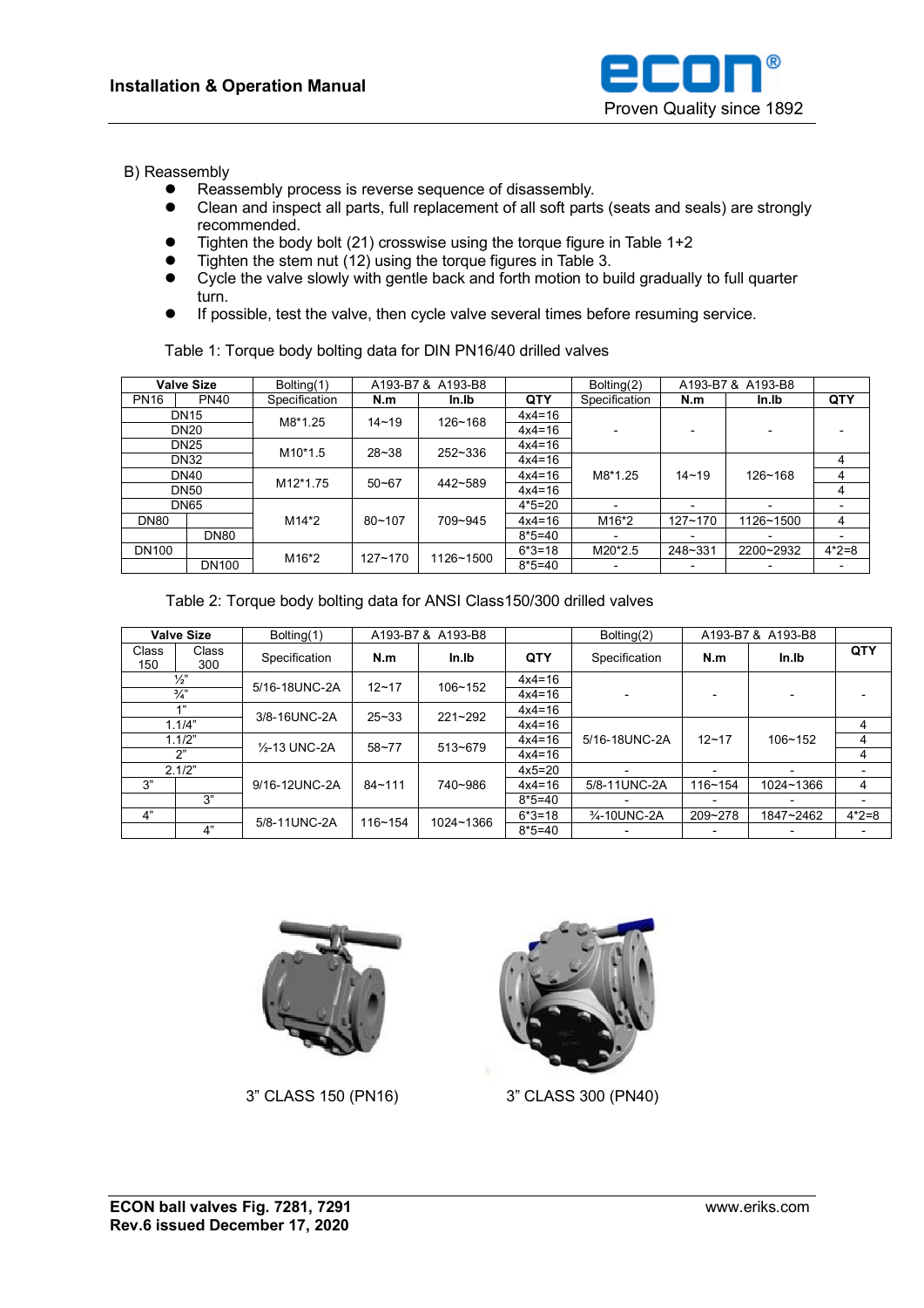B) Reassembly

- Reassembly process is reverse sequence of disassembly.
- Clean and inspect all parts, full replacement of all soft parts (seats and seals) are strongly recommended.
- Tighten the body bolt (21) crosswise using the torque figure in Table 1+2
- Tighten the stem nut (12) using the torque figures in Table 3.
- Cycle the valve slowly with gentle back and forth motion to build gradually to full quarter turn.
- If possible, test the valve, then cycle valve several times before resuming service.

Table 1: Torque body bolting data for DIN PN16/40 drilled valves

| Valve Size | | Bolting(1) | A193-B7 & A193-B8 | | | Bolting(2) | A193-B7 & A193-B8 | | |
|---|---|---|---|---|---|---|---|---|---|
| PN16 | PN40 | Specification | N.m | In.lb | QTY | Specification | N.m | In.lb | QTY |
| DN15 | DN15 | M8*1.25 | 14~19 | 126~168 | 4x4=16 | - | - | - | - |
| DN20 | DN20 | | | | 4x4=16 | | | | |
| DN25 | DN25 | M10*1.5 | 28~38 | 252~336 | 4x4=16 | | | | |
| DN32 | DN32 | | | | 4x4=16 | M8*1.25 | 14~19 | 126~168 | 4 |
| DN40 | DN40 | M12*1.75 | 50~67 | 442~589 | 4x4=16 | | | | 4 |
| DN50 | DN50 | | | | 4x4=16 | | | | 4 |
| DN65 | DN65 | M14*2 | 80~107 | 709~945 | 4*5=20 | - | - | - | - |
| DN80 | | | | | 4x4=16 | M16*2 | 127~170 | 1126~1500 | 4 |
| | DN80 | | | | 8*5=40 | - | - | - | - |
| DN100 | | M16*2 | 127~170 | 1126~1500 | 6*3=18 | M20*2.5 | 248~331 | 2200~2932 | 4*2=8 |
| | DN100 | | | | 8*5=40 | - | - | - | - |

Table 2: Torque body bolting data for ANSI Class150/300 drilled valves

| Valve Size | | Bolting(1) | A193-B7 & A193-B8 | | | Bolting(2) | A193-B7 & A193-B8 | | |
|---|---|---|---|---|---|---|---|---|---|
| Class 150 | Class 300 | Specification | N.m | In.lb | QTY | Specification | N.m | In.lb | QTY |
| ½" | ½" | 5/16-18UNC-2A | 12~17 | 106~152 | 4x4=16 | - | - | - | - |
| ¾" | ¾" | | | | 4x4=16 | | | | |
| 1" | 1" | 3/8-16UNC-2A | 25~33 | 221~292 | 4x4=16 | | | | |
| 1.1/4" | 1.1/4" | | | | 4x4=16 | 5/16-18UNC-2A | 12~17 | 106~152 | 4 |
| 1.1/2" | 1.1/2" | ½-13 UNC-2A | 58~77 | 513~679 | 4x4=16 | | | | 4 |
| 2" | 2" | | | | 4x4=16 | | | | 4 |
| 2.1/2" | 2.1/2" | 9/16-12UNC-2A | 84~111 | 740~986 | 4x5=20 | - | - | - | - |
| 3" | | | | | 4x4=16 | 5/8-11UNC-2A | 116~154 | 1024~1366 | 4 |
| | 3" | | | | 8*5=40 | - | - | - | - |
| 4" | | 5/8-11UNC-2A | 116~154 | 1024~1366 | 6*3=18 | ¾-10UNC-2A | 209~278 | 1847~2462 | 4*2=8 |
| | 4" | | | | 8*5=40 | - | - | - | - |

3" CLASS 150 (PN16)

3" CLASS 300 (PN40)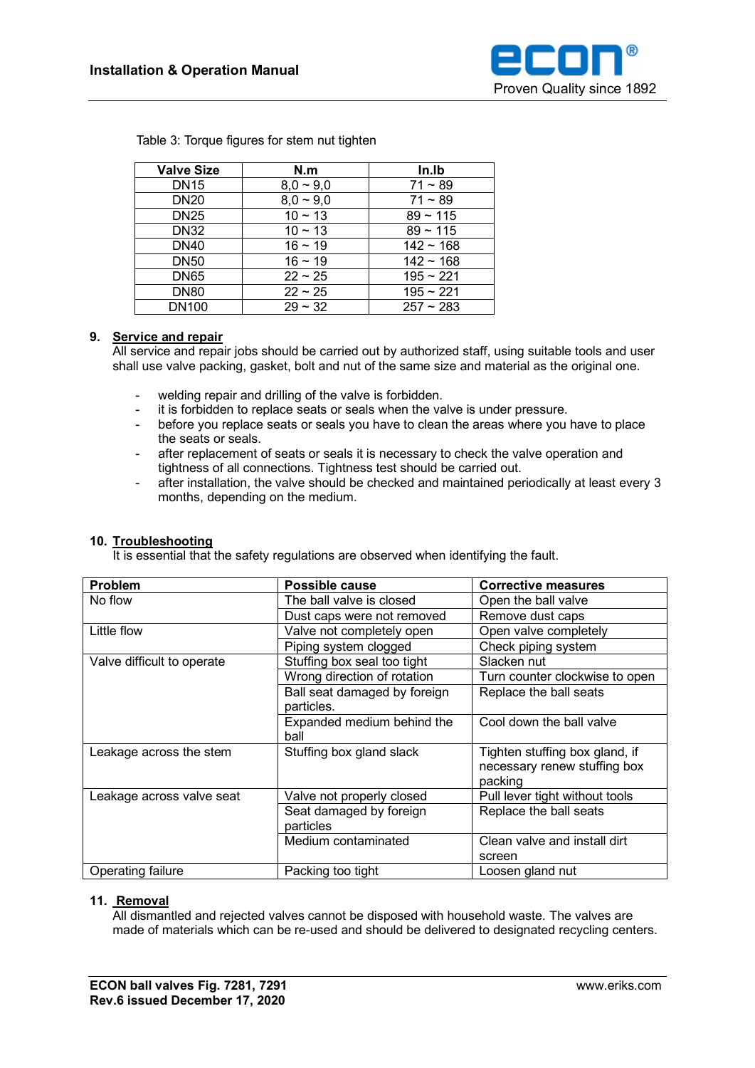Table 3: Torque figures for stem nut tighten

| Valve Size | N.m | In.lb |
|---|---|---|
| DN15 | 8,0 ~ 9,0 | 71 ~ 89 |
| DN20 | 8,0 ~ 9,0 | 71 ~ 89 |
| DN25 | 10 ~ 13 | 89 ~ 115 |
| DN32 | 10 ~ 13 | 89 ~ 115 |
| DN40 | 16 ~ 19 | 142 ~ 168 |
| DN50 | 16 ~ 19 | 142 ~ 168 |
| DN65 | 22 ~ 25 | 195 ~ 221 |
| DN80 | 22 ~ 25 | 195 ~ 221 |
| DN100 | 29 ~ 32 | 257 ~ 283 |

## 9. Service and repair

All service and repair jobs should be carried out by authorized staff, using suitable tools and user shall use valve packing, gasket, bolt and nut of the same size and material as the original one.

- welding repair and drilling of the valve is forbidden.
- it is forbidden to replace seats or seals when the valve is under pressure.
- before you replace seats or seals you have to clean the areas where you have to place the seats or seals.
- after replacement of seats or seals it is necessary to check the valve operation and tightness of all connections. Tightness test should be carried out.
- after installation, the valve should be checked and maintained periodically at least every 3 months, depending on the medium.

## 10. Troubleshooting

It is essential that the safety regulations are observed when identifying the fault.

| Problem | Possible cause | Corrective measures |
|---|---|---|
| No flow | The ball valve is closed | Open the ball valve |
| | Dust caps were not removed | Remove dust caps |
| Little flow | Valve not completely open | Open valve completely |
| | Piping system clogged | Check piping system |
| Valve difficult to operate | Stuffing box seal too tight | Slacken nut |
| | Wrong direction of rotation | Turn counter clockwise to open |
| | Ball seat damaged by foreign particles. | Replace the ball seats |
| | Expanded medium behind the ball | Cool down the ball valve |
| Leakage across the stem | Stuffing box gland slack | Tighten stuffing box gland, if necessary renew stuffing box packing |
| Leakage across valve seat | Valve not properly closed | Pull lever tight without tools |
| | Seat damaged by foreign particles | Replace the ball seats |
| | Medium contaminated | Clean valve and install dirt screen |
| Operating failure | Packing too tight | Loosen gland nut |

## 11. Removal

All dismantled and rejected valves cannot be disposed with household waste. The valves are made of materials which can be re-used and should be delivered to designated recycling centers.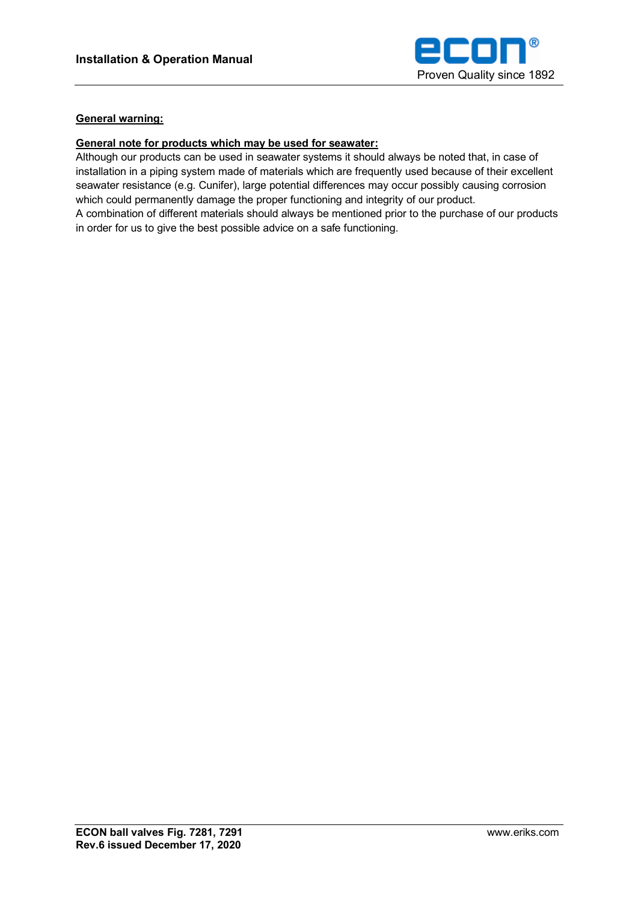**General warning:**

**General note for products which may be used for seawater:**

Although our products can be used in seawater systems it should always be noted that, in case of installation in a piping system made of materials which are frequently used because of their excellent seawater resistance (e.g. Cunifer), large potential differences may occur possibly causing corrosion which could permanently damage the proper functioning and integrity of our product.

A combination of different materials should always be mentioned prior to the purchase of our products in order for us to give the best possible advice on a safe functioning.